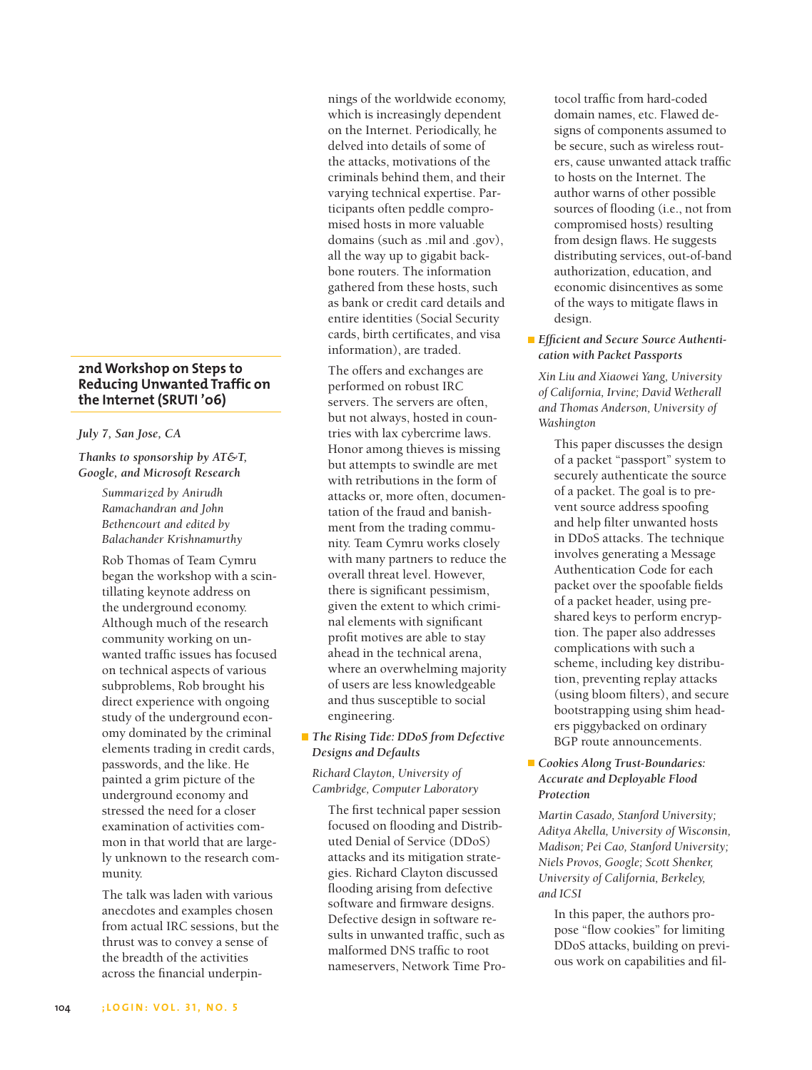## 2nd Workshop on Steps to Reducing Unwanted Traffic on the Internet (SRUTI '06)

*July 7, San Jose, CA*

*Thanks to sponsorship by AT&T, Google, and Microsoft Research*

*Summarized by Anirudh Ramachandran and John Bethencourt and edited by Balachander Krishnamurthy*

Rob Thomas of Team Cymru began the workshop with a scintillating keynote address on the underground economy. Although much of the research community working on unwanted traffic issues has focused on technical aspects of various subproblems, Rob brought his direct experience with ongoing study of the underground economy dominated by the criminal elements trading in credit cards, passwords, and the like. He painted a grim picture of the underground economy and stressed the need for a closer examination of activities common in that world that are largely unknown to the research community.

The talk was laden with various anecdotes and examples chosen from actual IRC sessions, but the thrust was to convey a sense of the breadth of the activities across the financial underpinnings of the worldwide economy, which is increasingly dependent on the Internet. Periodically, he delved into details of some of the attacks, motivations of the criminals behind them, and their varying technical expertise. Participants often peddle compromised hosts in more valuable domains (such as .mil and .gov), all the way up to gigabit backbone routers. The information gathered from these hosts, such as bank or credit card details and entire identities (Social Security cards, birth certificates, and visa information), are traded.

The offers and exchanges are performed on robust IRC servers. The servers are often, but not always, hosted in countries with lax cybercrime laws. Honor among thieves is missing but attempts to swindle are met with retributions in the form of attacks or, more often, documentation of the fraud and banishment from the trading community. Team Cymru works closely with many partners to reduce the overall threat level. However, there is significant pessimism, given the extent to which criminal elements with significant profit motives are able to stay ahead in the technical arena, where an overwhelming majority of users are less knowledgeable and thus susceptible to social engineering.

- ***The Rising Tide: DDoS from Defective Designs and Defaults***

*Richard Clayton, University of Cambridge, Computer Laboratory*

The first technical paper session focused on flooding and Distributed Denial of Service (DDoS) attacks and its mitigation strategies. Richard Clayton discussed flooding arising from defective software and firmware designs. Defective design in software results in unwanted traffic, such as malformed DNS traffic to root nameservers, Network Time Protocol traffic from hard-coded domain names, etc. Flawed designs of components assumed to be secure, such as wireless routers, cause unwanted attack traffic to hosts on the Internet. The author warns of other possible sources of flooding (i.e., not from compromised hosts) resulting from design flaws. He suggests distributing services, out-of-band authorization, education, and economic disincentives as some of the ways to mitigate flaws in design.

- ***Efficient and Secure Source Authentication with Packet Passports***

*Xin Liu and Xiaowei Yang, University of California, Irvine; David Wetherall and Thomas Anderson, University of Washington*

This paper discusses the design of a packet "passport" system to securely authenticate the source of a packet. The goal is to prevent source address spoofing and help filter unwanted hosts in DDoS attacks. The technique involves generating a Message Authentication Code for each packet over the spoofable fields of a packet header, using pre-shared keys to perform encryption. The paper also addresses complications with such a scheme, including key distribution, preventing replay attacks (using bloom filters), and secure bootstrapping using shim headers piggybacked on ordinary BGP route announcements.

- ***Cookies Along Trust-Boundaries: Accurate and Deployable Flood Protection***

*Martin Casado, Stanford University; Aditya Akella, University of Wisconsin, Madison; Pei Cao, Stanford University; Niels Provos, Google; Scott Shenker, University of California, Berkeley, and ICSI*

In this paper, the authors propose "flow cookies" for limiting DDoS attacks, building on previous work on capabilities and fil-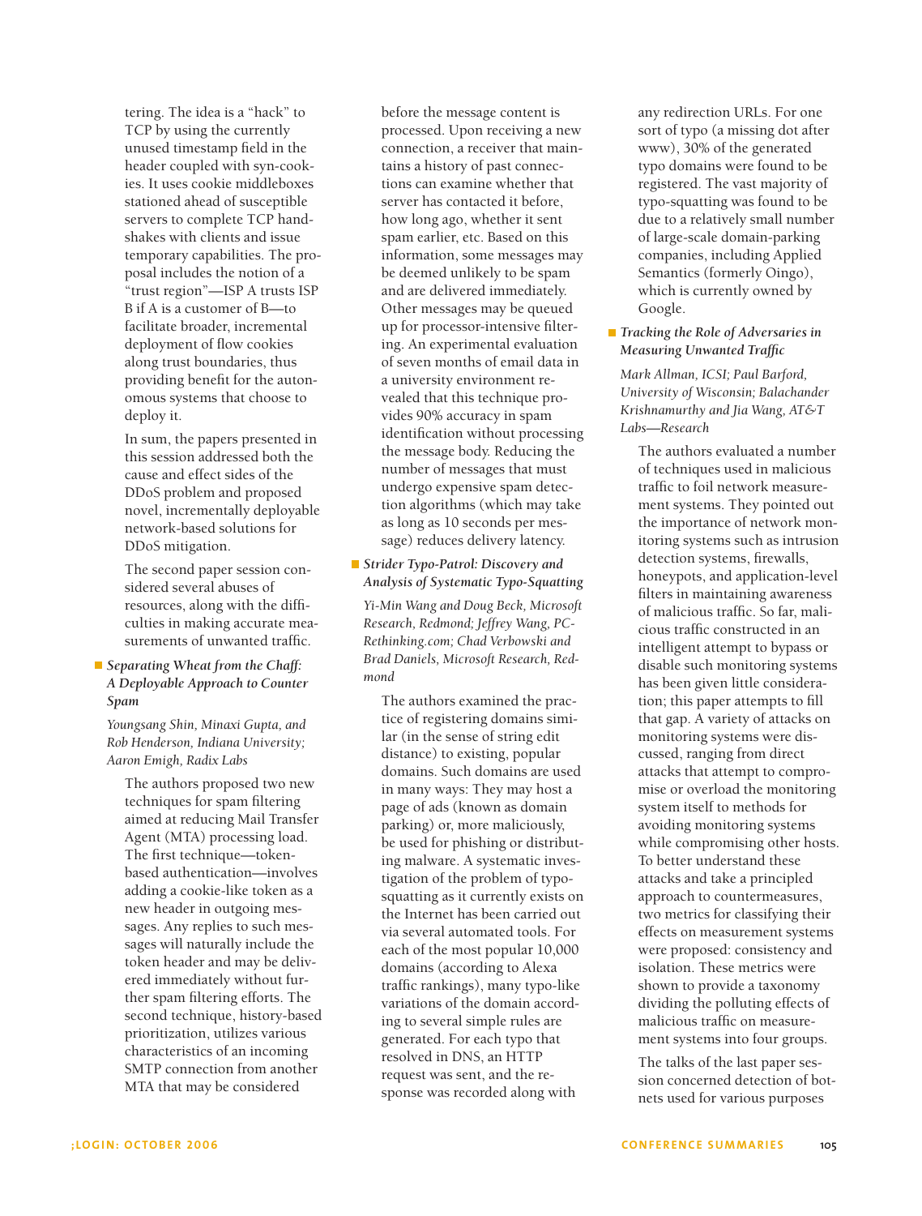tering. The idea is a "hack" to TCP by using the currently unused timestamp field in the header coupled with syn-cookies. It uses cookie middleboxes stationed ahead of susceptible servers to complete TCP handshakes with clients and issue temporary capabilities. The proposal includes the notion of a "trust region"—ISP A trusts ISP B if A is a customer of B—to facilitate broader, incremental deployment of flow cookies along trust boundaries, thus providing benefit for the autonomous systems that choose to deploy it.

In sum, the papers presented in this session addressed both the cause and effect sides of the DDoS problem and proposed novel, incrementally deployable network-based solutions for DDoS mitigation.

The second paper session considered several abuses of resources, along with the difficulties in making accurate measurements of unwanted traffic.

- *Separating Wheat from the Chaff: A Deployable Approach to Counter Spam*

*Youngsang Shin, Minaxi Gupta, and Rob Henderson, Indiana University; Aaron Emigh, Radix Labs*

The authors proposed two new techniques for spam filtering aimed at reducing Mail Transfer Agent (MTA) processing load. The first technique—token-based authentication—involves adding a cookie-like token as a new header in outgoing messages. Any replies to such messages will naturally include the token header and may be delivered immediately without further spam filtering efforts. The second technique, history-based prioritization, utilizes various characteristics of an incoming SMTP connection from another MTA that may be considered before the message content is processed. Upon receiving a new connection, a receiver that maintains a history of past connections can examine whether that server has contacted it before, how long ago, whether it sent spam earlier, etc. Based on this information, some messages may be deemed unlikely to be spam and are delivered immediately. Other messages may be queued up for processor-intensive filtering. An experimental evaluation of seven months of email data in a university environment revealed that this technique provides 90% accuracy in spam identification without processing the message body. Reducing the number of messages that must undergo expensive spam detection algorithms (which may take as long as 10 seconds per message) reduces delivery latency.

- *Strider Typo-Patrol: Discovery and Analysis of Systematic Typo-Squatting*

*Yi-Min Wang and Doug Beck, Microsoft Research, Redmond; Jeffrey Wang, PC-Rethinking.com; Chad Verbowski and Brad Daniels, Microsoft Research, Redmond*

The authors examined the practice of registering domains similar (in the sense of string edit distance) to existing, popular domains. Such domains are used in many ways: They may host a page of ads (known as domain parking) or, more maliciously, be used for phishing or distributing malware. A systematic investigation of the problem of typo-squatting as it currently exists on the Internet has been carried out via several automated tools. For each of the most popular 10,000 domains (according to Alexa traffic rankings), many typo-like variations of the domain according to several simple rules are generated. For each typo that resolved in DNS, an HTTP request was sent, and the response was recorded along with any redirection URLs. For one sort of typo (a missing dot after www), 30% of the generated typo domains were found to be registered. The vast majority of typo-squatting was found to be due to a relatively small number of large-scale domain-parking companies, including Applied Semantics (formerly Oingo), which is currently owned by Google.

- *Tracking the Role of Adversaries in Measuring Unwanted Traffic*

*Mark Allman, ICSI; Paul Barford, University of Wisconsin; Balachander Krishnamurthy and Jia Wang, AT&T Labs—Research*

The authors evaluated a number of techniques used in malicious traffic to foil network measurement systems. They pointed out the importance of network monitoring systems such as intrusion detection systems, firewalls, honeypots, and application-level filters in maintaining awareness of malicious traffic. So far, malicious traffic constructed in an intelligent attempt to bypass or disable such monitoring systems has been given little consideration; this paper attempts to fill that gap. A variety of attacks on monitoring systems were discussed, ranging from direct attacks that attempt to compromise or overload the monitoring system itself to methods for avoiding monitoring systems while compromising other hosts. To better understand these attacks and take a principled approach to countermeasures, two metrics for classifying their effects on measurement systems were proposed: consistency and isolation. These metrics were shown to provide a taxonomy dividing the polluting effects of malicious traffic on measurement systems into four groups.

The talks of the last paper session concerned detection of botnets used for various purposes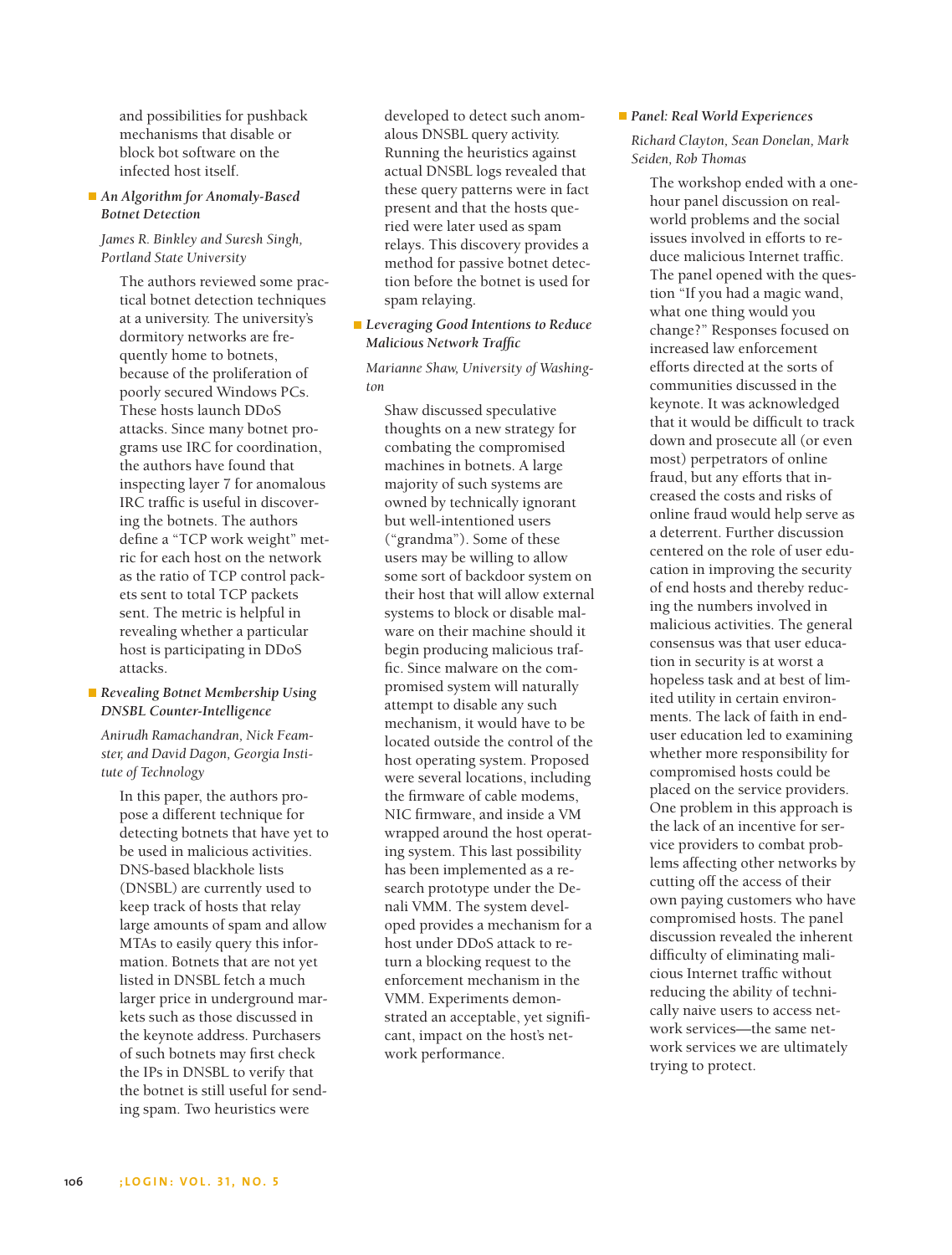and possibilities for pushback mechanisms that disable or block bot software on the infected host itself.

### An Algorithm for Anomaly-Based Botnet Detection

*James R. Binkley and Suresh Singh, Portland State University*

The authors reviewed some practical botnet detection techniques at a university. The university's dormitory networks are frequently home to botnets, because of the proliferation of poorly secured Windows PCs. These hosts launch DDoS attacks. Since many botnet programs use IRC for coordination, the authors have found that inspecting layer 7 for anomalous IRC traffic is useful in discovering the botnets. The authors define a "TCP work weight" metric for each host on the network as the ratio of TCP control packets sent to total TCP packets sent. The metric is helpful in revealing whether a particular host is participating in DDoS attacks.

### Revealing Botnet Membership Using DNSBL Counter-Intelligence

*Anirudh Ramachandran, Nick Feamster, and David Dagon, Georgia Institute of Technology*

In this paper, the authors propose a different technique for detecting botnets that have yet to be used in malicious activities. DNS-based blackhole lists (DNSBL) are currently used to keep track of hosts that relay large amounts of spam and allow MTAs to easily query this information. Botnets that are not yet listed in DNSBL fetch a much larger price in underground markets such as those discussed in the keynote address. Purchasers of such botnets may first check the IPs in DNSBL to verify that the botnet is still useful for sending spam. Two heuristics were developed to detect such anomalous DNSBL query activity. Running the heuristics against actual DNSBL logs revealed that these query patterns were in fact present and that the hosts queried were later used as spam relays. This discovery provides a method for passive botnet detection before the botnet is used for spam relaying.

### Leveraging Good Intentions to Reduce Malicious Network Traffic

*Marianne Shaw, University of Washington*

Shaw discussed speculative thoughts on a new strategy for combating the compromised machines in botnets. A large majority of such systems are owned by technically ignorant but well-intentioned users ("grandma"). Some of these users may be willing to allow some sort of backdoor system on their host that will allow external systems to block or disable malware on their machine should it begin producing malicious traffic. Since malware on the compromised system will naturally attempt to disable any such mechanism, it would have to be located outside the control of the host operating system. Proposed were several locations, including the firmware of cable modems, NIC firmware, and inside a VM wrapped around the host operating system. This last possibility has been implemented as a research prototype under the Denali VMM. The system developed provides a mechanism for a host under DDoS attack to return a blocking request to the enforcement mechanism in the VMM. Experiments demonstrated an acceptable, yet significant, impact on the host's network performance.

### Panel: Real World Experiences

*Richard Clayton, Sean Donelan, Mark Seiden, Rob Thomas*

The workshop ended with a one-hour panel discussion on real-world problems and the social issues involved in efforts to reduce malicious Internet traffic. The panel opened with the question "If you had a magic wand, what one thing would you change?" Responses focused on increased law enforcement efforts directed at the sorts of communities discussed in the keynote. It was acknowledged that it would be difficult to track down and prosecute all (or even most) perpetrators of online fraud, but any efforts that increased the costs and risks of online fraud would help serve as a deterrent. Further discussion centered on the role of user education in improving the security of end hosts and thereby reducing the numbers involved in malicious activities. The general consensus was that user education in security is at worst a hopeless task and at best of limited utility in certain environments. The lack of faith in end-user education led to examining whether more responsibility for compromised hosts could be placed on the service providers. One problem in this approach is the lack of an incentive for service providers to combat problems affecting other networks by cutting off the access of their own paying customers who have compromised hosts. The panel discussion revealed the inherent difficulty of eliminating malicious Internet traffic without reducing the ability of technically naive users to access network services—the same network services we are ultimately trying to protect.